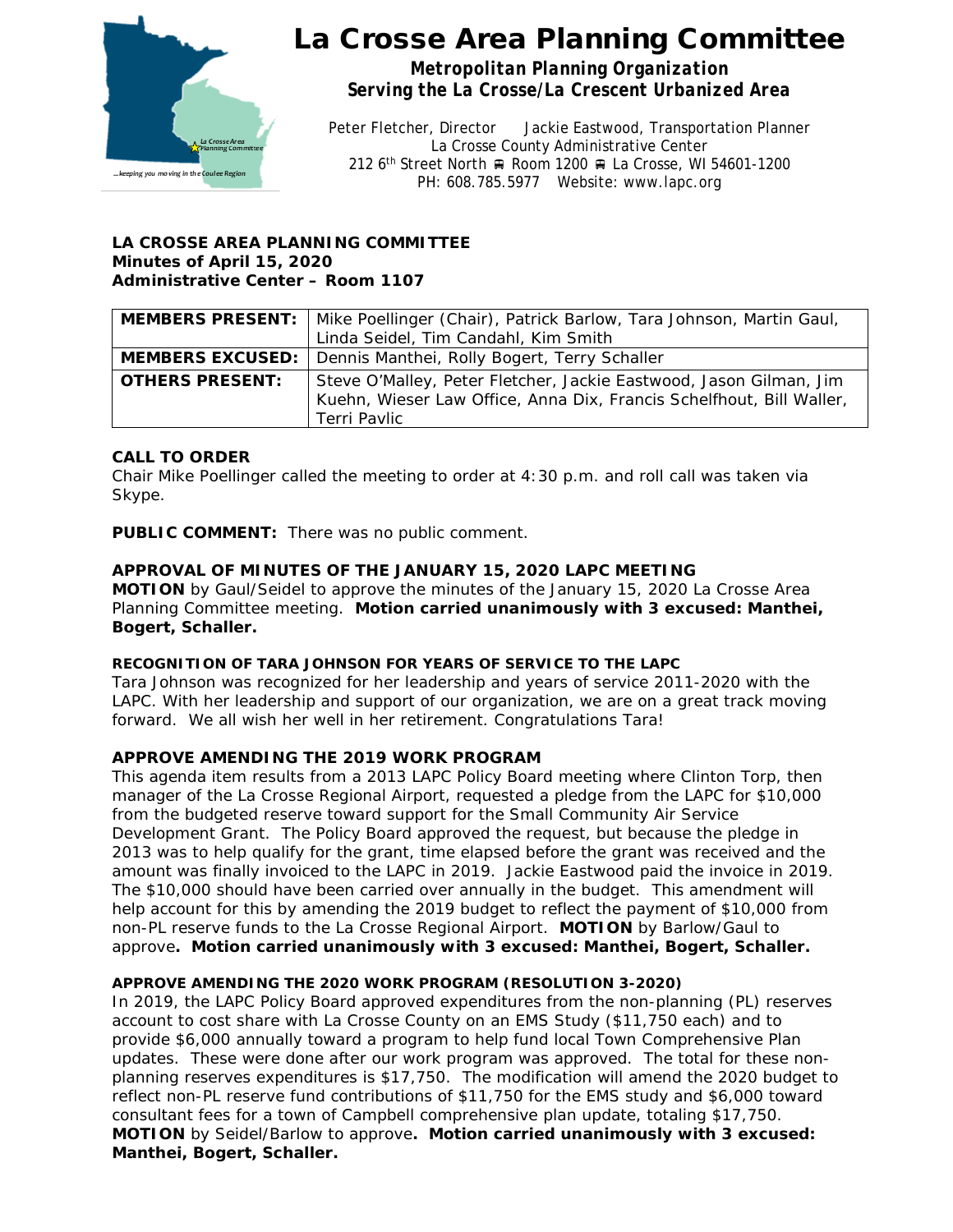# La Crosse Area Planning Committee

***Metropolitan Planning Organization***
***Serving the La Crosse/La Crescent Urbanized Area***

Peter Fletcher, Director    Jackie Eastwood, Transportation Planner
La Crosse County Administrative Center
212 6th Street North ■ Room 1200 ■ La Crosse, WI 54601-1200
PH: 608.785.5977  Website: www.lapc.org

**LA CROSSE AREA PLANNING COMMITTEE**
**Minutes of April 15, 2020**
**Administrative Center – Room 1107**

| | |
|---|---|
| **MEMBERS PRESENT:** | Mike Poellinger (Chair), Patrick Barlow, Tara Johnson, Martin Gaul, Linda Seidel, Tim Candahl, Kim Smith |
| **MEMBERS EXCUSED:** | Dennis Manthei, Rolly Bogert, Terry Schaller |
| **OTHERS PRESENT:** | Steve O'Malley, Peter Fletcher, Jackie Eastwood, Jason Gilman, Jim Kuehn, Wieser Law Office, Anna Dix, Francis Schelfhout, Bill Waller, Terri Pavlic |

**CALL TO ORDER**
Chair Mike Poellinger called the meeting to order at 4:30 p.m. and roll call was taken via Skype.

**PUBLIC COMMENT:** There was no public comment.

**APPROVAL OF MINUTES OF THE JANUARY 15, 2020 LAPC MEETING**
**MOTION** by Gaul/Seidel to approve the minutes of the January 15, 2020 La Crosse Area Planning Committee meeting. **Motion carried unanimously with 3 excused: Manthei, Bogert, Schaller.**

**RECOGNITION OF TARA JOHNSON FOR YEARS OF SERVICE TO THE LAPC**
Tara Johnson was recognized for her leadership and years of service 2011-2020 with the LAPC. With her leadership and support of our organization, we are on a great track moving forward. We all wish her well in her retirement. Congratulations Tara!

**APPROVE AMENDING THE 2019 WORK PROGRAM**
This agenda item results from a 2013 LAPC Policy Board meeting where Clinton Torp, then manager of the La Crosse Regional Airport, requested a pledge from the LAPC for $10,000 from the budgeted reserve toward support for the Small Community Air Service Development Grant. The Policy Board approved the request, but because the pledge in 2013 was to help qualify for the grant, time elapsed before the grant was received and the amount was finally invoiced to the LAPC in 2019. Jackie Eastwood paid the invoice in 2019. The $10,000 should have been carried over annually in the budget. This amendment will help account for this by amending the 2019 budget to reflect the payment of $10,000 from non-PL reserve funds to the La Crosse Regional Airport. **MOTION** by Barlow/Gaul to approve**. Motion carried unanimously with 3 excused: Manthei, Bogert, Schaller.**

**APPROVE AMENDING THE 2020 WORK PROGRAM (RESOLUTION 3-2020)**
In 2019, the LAPC Policy Board approved expenditures from the non-planning (PL) reserves account to cost share with La Crosse County on an EMS Study ($11,750 each) and to provide $6,000 annually toward a program to help fund local Town Comprehensive Plan updates. These were done after our work program was approved. The total for these non-planning reserves expenditures is $17,750. The modification will amend the 2020 budget to reflect non-PL reserve fund contributions of $11,750 for the EMS study and $6,000 toward consultant fees for a town of Campbell comprehensive plan update, totaling $17,750. **MOTION** by Seidel/Barlow to approve**. Motion carried unanimously with 3 excused: Manthei, Bogert, Schaller.**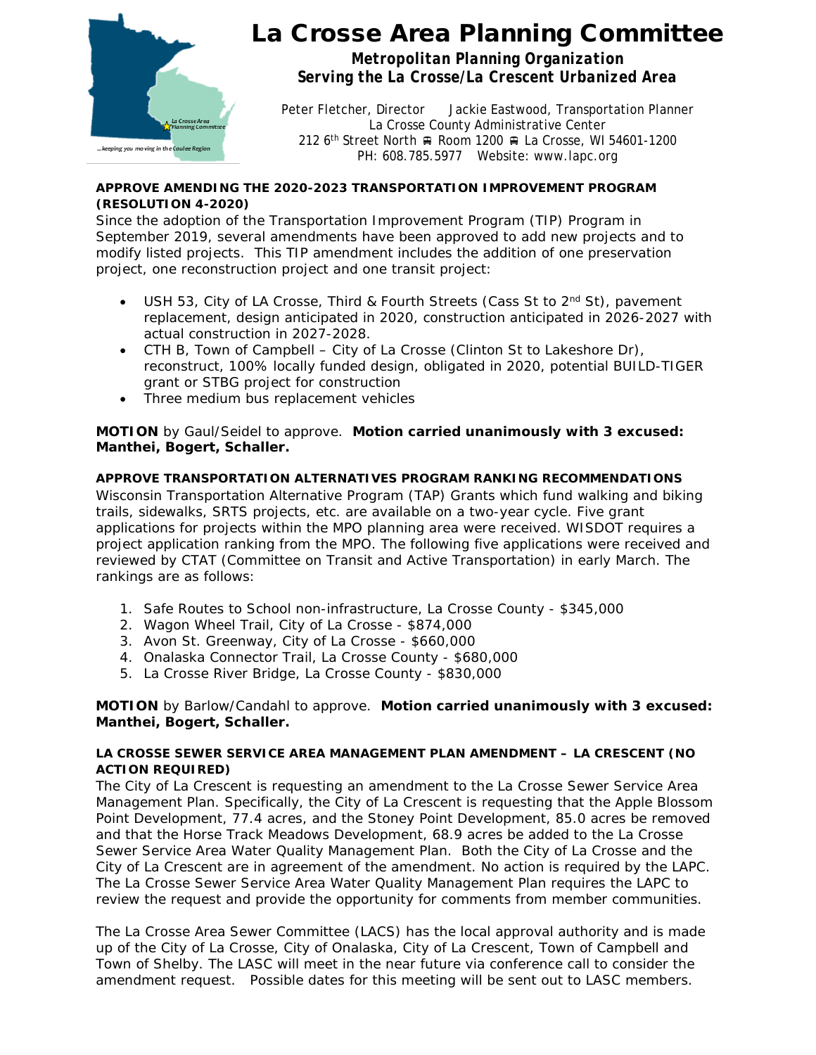# La Crosse Area Planning Committee

***Metropolitan Planning Organization***
***Serving the La Crosse/La Crescent Urbanized Area***

Peter Fletcher, Director    Jackie Eastwood, Transportation Planner
La Crosse County Administrative Center
212 6th Street North ▪ Room 1200 ▪ La Crosse, WI 54601-1200
PH: 608.785.5977   Website: www.lapc.org

**APPROVE AMENDING THE 2020-2023 TRANSPORTATION IMPROVEMENT PROGRAM (RESOLUTION 4-2020)**

Since the adoption of the Transportation Improvement Program (TIP) Program in September 2019, several amendments have been approved to add new projects and to modify listed projects. This TIP amendment includes the addition of one preservation project, one reconstruction project and one transit project:

- USH 53, City of LA Crosse, Third & Fourth Streets (Cass St to 2nd St), pavement replacement, design anticipated in 2020, construction anticipated in 2026-2027 with actual construction in 2027-2028.
- CTH B, Town of Campbell – City of La Crosse (Clinton St to Lakeshore Dr), reconstruct, 100% locally funded design, obligated in 2020, potential BUILD-TIGER grant or STBG project for construction
- Three medium bus replacement vehicles

**MOTION** by Gaul/Seidel to approve. **Motion carried unanimously with 3 excused: Manthei, Bogert, Schaller.**

**APPROVE TRANSPORTATION ALTERNATIVES PROGRAM RANKING RECOMMENDATIONS**

Wisconsin Transportation Alternative Program (TAP) Grants which fund walking and biking trails, sidewalks, SRTS projects, etc. are available on a two-year cycle. Five grant applications for projects within the MPO planning area were received. WISDOT requires a project application ranking from the MPO. The following five applications were received and reviewed by CTAT (Committee on Transit and Active Transportation) in early March. The rankings are as follows:

1. Safe Routes to School non-infrastructure, La Crosse County - $345,000
2. Wagon Wheel Trail, City of La Crosse - $874,000
3. Avon St. Greenway, City of La Crosse - $660,000
4. Onalaska Connector Trail, La Crosse County - $680,000
5. La Crosse River Bridge, La Crosse County - $830,000

**MOTION** by Barlow/Candahl to approve. **Motion carried unanimously with 3 excused: Manthei, Bogert, Schaller.**

**LA CROSSE SEWER SERVICE AREA MANAGEMENT PLAN AMENDMENT – LA CRESCENT (NO ACTION REQUIRED)**

The City of La Crescent is requesting an amendment to the La Crosse Sewer Service Area Management Plan. Specifically, the City of La Crescent is requesting that the Apple Blossom Point Development, 77.4 acres, and the Stoney Point Development, 85.0 acres be removed and that the Horse Track Meadows Development, 68.9 acres be added to the La Crosse Sewer Service Area Water Quality Management Plan. Both the City of La Crosse and the City of La Crescent are in agreement of the amendment. No action is required by the LAPC. The La Crosse Sewer Service Area Water Quality Management Plan requires the LAPC to review the request and provide the opportunity for comments from member communities.

The La Crosse Area Sewer Committee (LACS) has the local approval authority and is made up of the City of La Crosse, City of Onalaska, City of La Crescent, Town of Campbell and Town of Shelby. The LASC will meet in the near future via conference call to consider the amendment request. Possible dates for this meeting will be sent out to LASC members.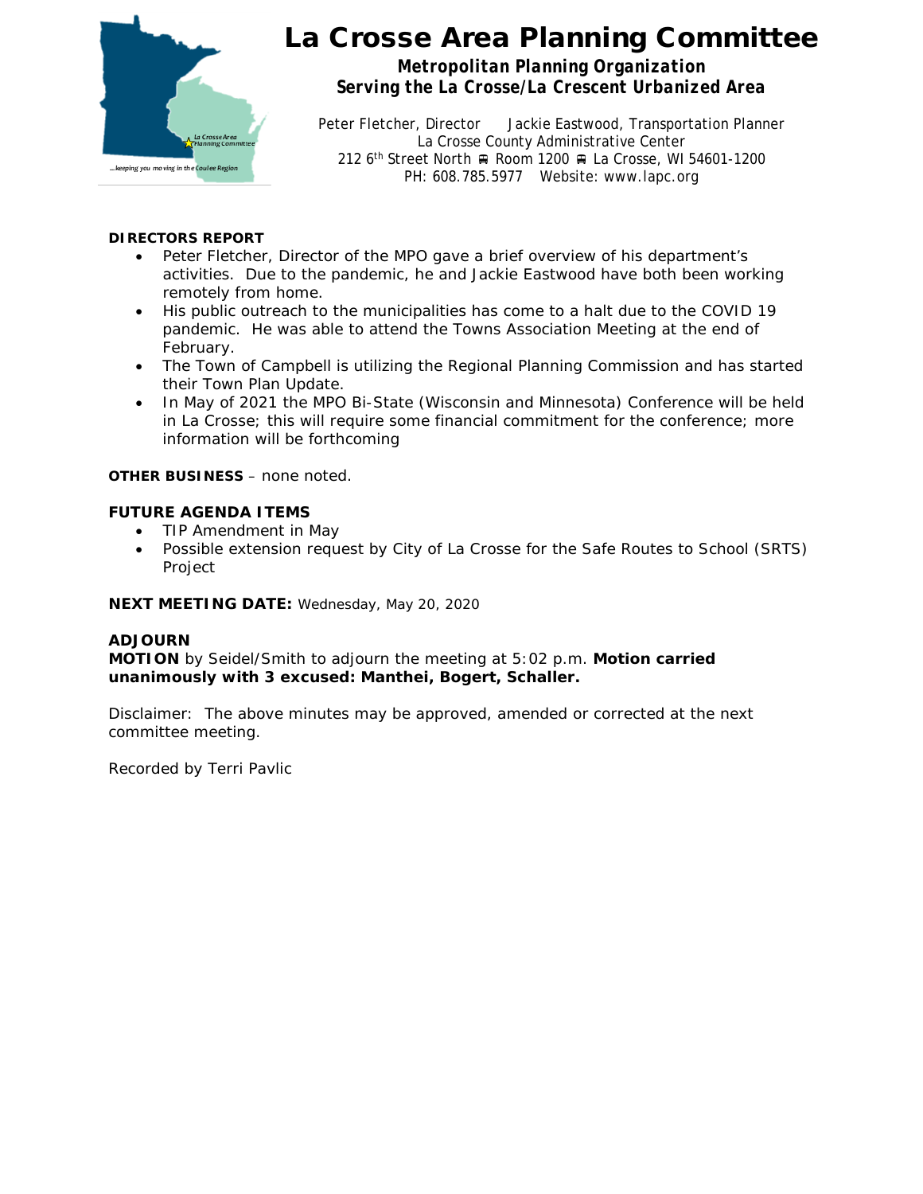# La Crosse Area Planning Committee

***Metropolitan Planning Organization***
***Serving the La Crosse/La Crescent Urbanized Area***

Peter Fletcher, Director    Jackie Eastwood, Transportation Planner
La Crosse County Administrative Center
212 6th Street North ⛟ Room 1200 ⛟ La Crosse, WI 54601-1200
PH: 608.785.5977   Website: www.lapc.org

**DIRECTORS REPORT**

- Peter Fletcher, Director of the MPO gave a brief overview of his department's activities. Due to the pandemic, he and Jackie Eastwood have both been working remotely from home.
- His public outreach to the municipalities has come to a halt due to the COVID 19 pandemic. He was able to attend the Towns Association Meeting at the end of February.
- The Town of Campbell is utilizing the Regional Planning Commission and has started their Town Plan Update.
- In May of 2021 the MPO Bi-State (Wisconsin and Minnesota) Conference will be held in La Crosse; this will require some financial commitment for the conference; more information will be forthcoming

**OTHER BUSINESS** – none noted.

**FUTURE AGENDA ITEMS**

- TIP Amendment in May
- Possible extension request by City of La Crosse for the Safe Routes to School (SRTS) Project

**NEXT MEETING DATE:** Wednesday, May 20, 2020

**ADJOURN**
**MOTION** by Seidel/Smith to adjourn the meeting at 5:02 p.m. **Motion carried unanimously with 3 excused: Manthei, Bogert, Schaller.**

Disclaimer: The above minutes may be approved, amended or corrected at the next committee meeting.

Recorded by Terri Pavlic